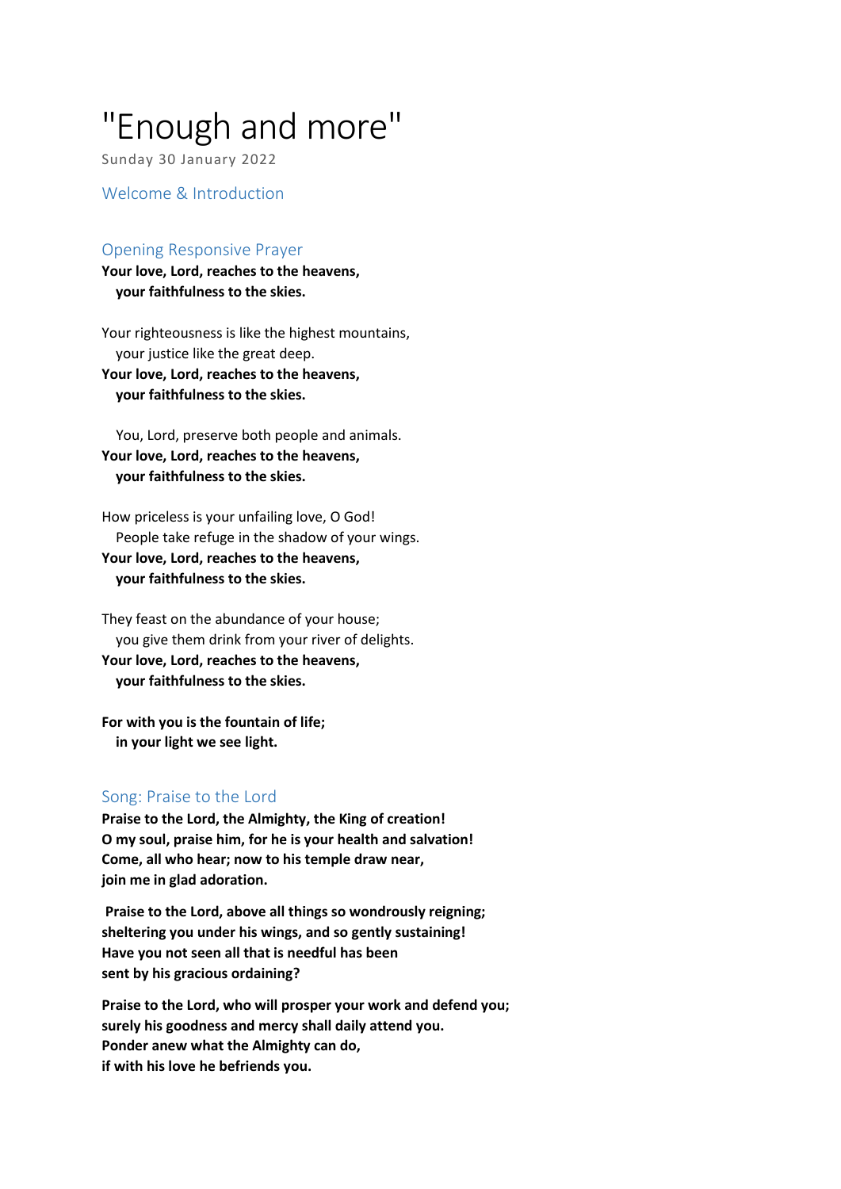# "Enough and more"

Sunday 30 January 2022

## Welcome & Introduction

## Opening Responsive Prayer

**Your love, Lord, reaches to the heavens,**
**your faithfulness to the skies.**

Your righteousness is like the highest mountains,
your justice like the great deep.
**Your love, Lord, reaches to the heavens,**
**your faithfulness to the skies.**

You, Lord, preserve both people and animals.
**Your love, Lord, reaches to the heavens,**
**your faithfulness to the skies.**

How priceless is your unfailing love, O God!
People take refuge in the shadow of your wings.
**Your love, Lord, reaches to the heavens,**
**your faithfulness to the skies.**

They feast on the abundance of your house;
you give them drink from your river of delights.
**Your love, Lord, reaches to the heavens,**
**your faithfulness to the skies.**

**For with you is the fountain of life;**
**in your light we see light.**

## Song: Praise to the Lord

**Praise to the Lord, the Almighty, the King of creation!**
**O my soul, praise him, for he is your health and salvation!**
**Come, all who hear; now to his temple draw near,**
**join me in glad adoration.**

**Praise to the Lord, above all things so wondrously reigning;**
**sheltering you under his wings, and so gently sustaining!**
**Have you not seen all that is needful has been**
**sent by his gracious ordaining?**

**Praise to the Lord, who will prosper your work and defend you;**
**surely his goodness and mercy shall daily attend you.**
**Ponder anew what the Almighty can do,**
**if with his love he befriends you.**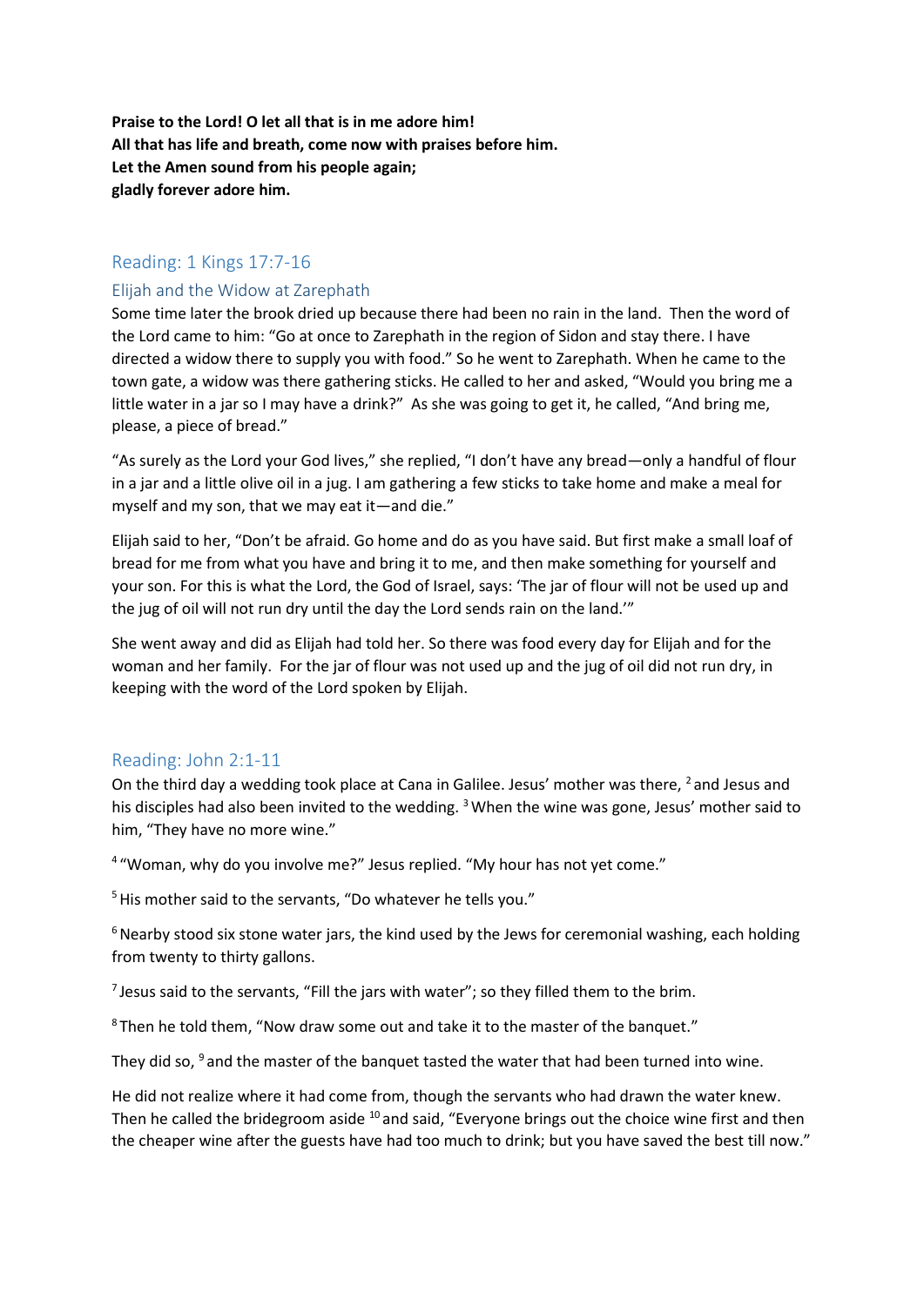**Praise to the Lord! O let all that is in me adore him!**
**All that has life and breath, come now with praises before him.**
**Let the Amen sound from his people again;**
**gladly forever adore him.**

## Reading: 1 Kings 17:7-16

### Elijah and the Widow at Zarephath

Some time later the brook dried up because there had been no rain in the land. Then the word of the Lord came to him: "Go at once to Zarephath in the region of Sidon and stay there. I have directed a widow there to supply you with food." So he went to Zarephath. When he came to the town gate, a widow was there gathering sticks. He called to her and asked, "Would you bring me a little water in a jar so I may have a drink?" As she was going to get it, he called, "And bring me, please, a piece of bread."

"As surely as the Lord your God lives," she replied, "I don't have any bread—only a handful of flour in a jar and a little olive oil in a jug. I am gathering a few sticks to take home and make a meal for myself and my son, that we may eat it—and die."

Elijah said to her, "Don't be afraid. Go home and do as you have said. But first make a small loaf of bread for me from what you have and bring it to me, and then make something for yourself and your son. For this is what the Lord, the God of Israel, says: 'The jar of flour will not be used up and the jug of oil will not run dry until the day the Lord sends rain on the land.'"

She went away and did as Elijah had told her. So there was food every day for Elijah and for the woman and her family. For the jar of flour was not used up and the jug of oil did not run dry, in keeping with the word of the Lord spoken by Elijah.

## Reading: John 2:1-11

On the third day a wedding took place at Cana in Galilee. Jesus' mother was there, [2] and Jesus and his disciples had also been invited to the wedding. [3] When the wine was gone, Jesus' mother said to him, "They have no more wine."

[4] "Woman, why do you involve me?" Jesus replied. "My hour has not yet come."

[5] His mother said to the servants, "Do whatever he tells you."

[6] Nearby stood six stone water jars, the kind used by the Jews for ceremonial washing, each holding from twenty to thirty gallons.

[7] Jesus said to the servants, "Fill the jars with water"; so they filled them to the brim.

[8] Then he told them, "Now draw some out and take it to the master of the banquet."

They did so, [9] and the master of the banquet tasted the water that had been turned into wine.

He did not realize where it had come from, though the servants who had drawn the water knew. Then he called the bridegroom aside [10] and said, "Everyone brings out the choice wine first and then the cheaper wine after the guests have had too much to drink; but you have saved the best till now."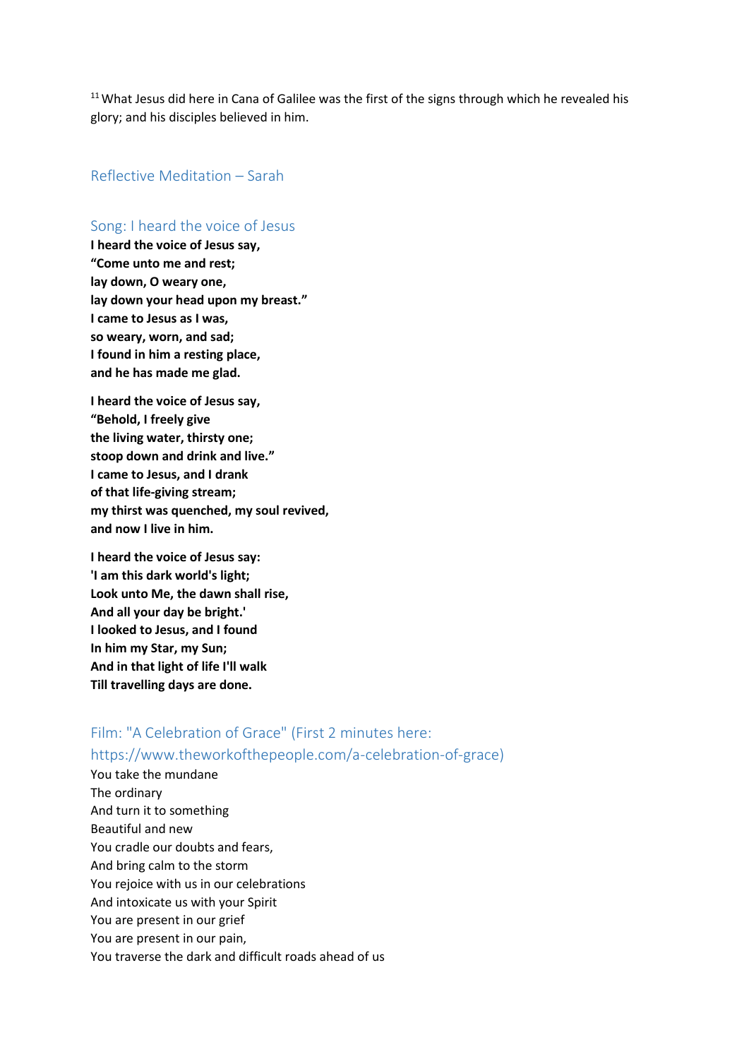[11] What Jesus did here in Cana of Galilee was the first of the signs through which he revealed his glory; and his disciples believed in him.

## Reflective Meditation – Sarah

## Song: I heard the voice of Jesus

**I heard the voice of Jesus say,**
**"Come unto me and rest;**
**lay down, O weary one,**
**lay down your head upon my breast."**
**I came to Jesus as I was,**
**so weary, worn, and sad;**
**I found in him a resting place,**
**and he has made me glad.**

**I heard the voice of Jesus say,**
**"Behold, I freely give**
**the living water, thirsty one;**
**stoop down and drink and live."**
**I came to Jesus, and I drank**
**of that life-giving stream;**
**my thirst was quenched, my soul revived,**
**and now I live in him.**

**I heard the voice of Jesus say:**
**'I am this dark world's light;**
**Look unto Me, the dawn shall rise,**
**And all your day be bright.'**
**I looked to Jesus, and I found**
**In him my Star, my Sun;**
**And in that light of life I'll walk**
**Till travelling days are done.**

## Film: "A Celebration of Grace" (First 2 minutes here: https://www.theworkofthepeople.com/a-celebration-of-grace)

You take the mundane
The ordinary
And turn it to something
Beautiful and new
You cradle our doubts and fears,
And bring calm to the storm
You rejoice with us in our celebrations
And intoxicate us with your Spirit
You are present in our grief
You are present in our pain,
You traverse the dark and difficult roads ahead of us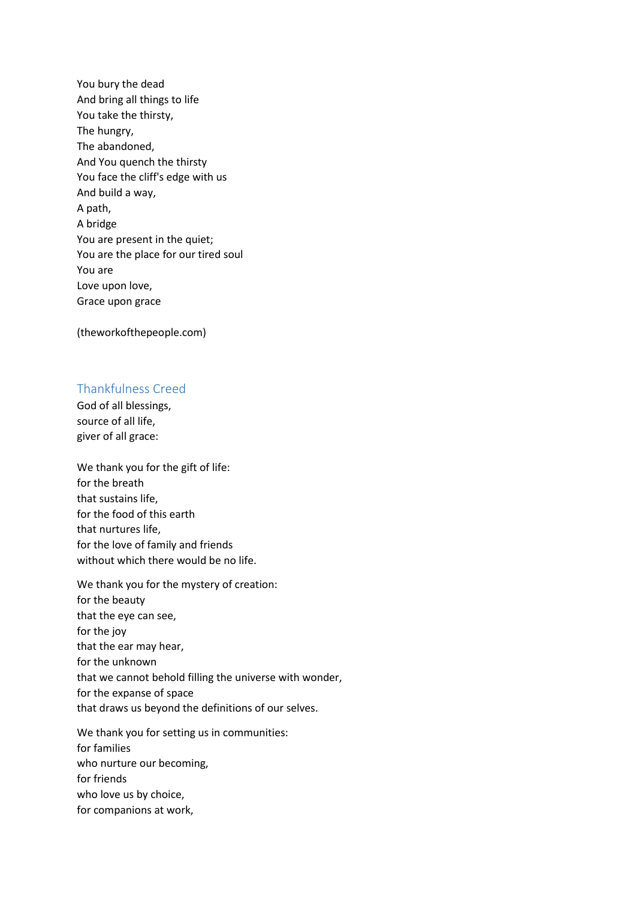You bury the dead  
And bring all things to life  
You take the thirsty,  
The hungry,  
The abandoned,  
And You quench the thirsty  
You face the cliff's edge with us  
And build a way,  
A path,  
A bridge  
You are present in the quiet;  
You are the place for our tired soul  
You are  
Love upon love,  
Grace upon grace

(theworkofthepeople.com)

## Thankfulness Creed

God of all blessings,  
source of all life,  
giver of all grace:

We thank you for the gift of life:  
for the breath  
that sustains life,  
for the food of this earth  
that nurtures life,  
for the love of family and friends  
without which there would be no life.

We thank you for the mystery of creation:  
for the beauty  
that the eye can see,  
for the joy  
that the ear may hear,  
for the unknown  
that we cannot behold filling the universe with wonder,  
for the expanse of space  
that draws us beyond the definitions of our selves.

We thank you for setting us in communities:  
for families  
who nurture our becoming,  
for friends  
who love us by choice,  
for companions at work,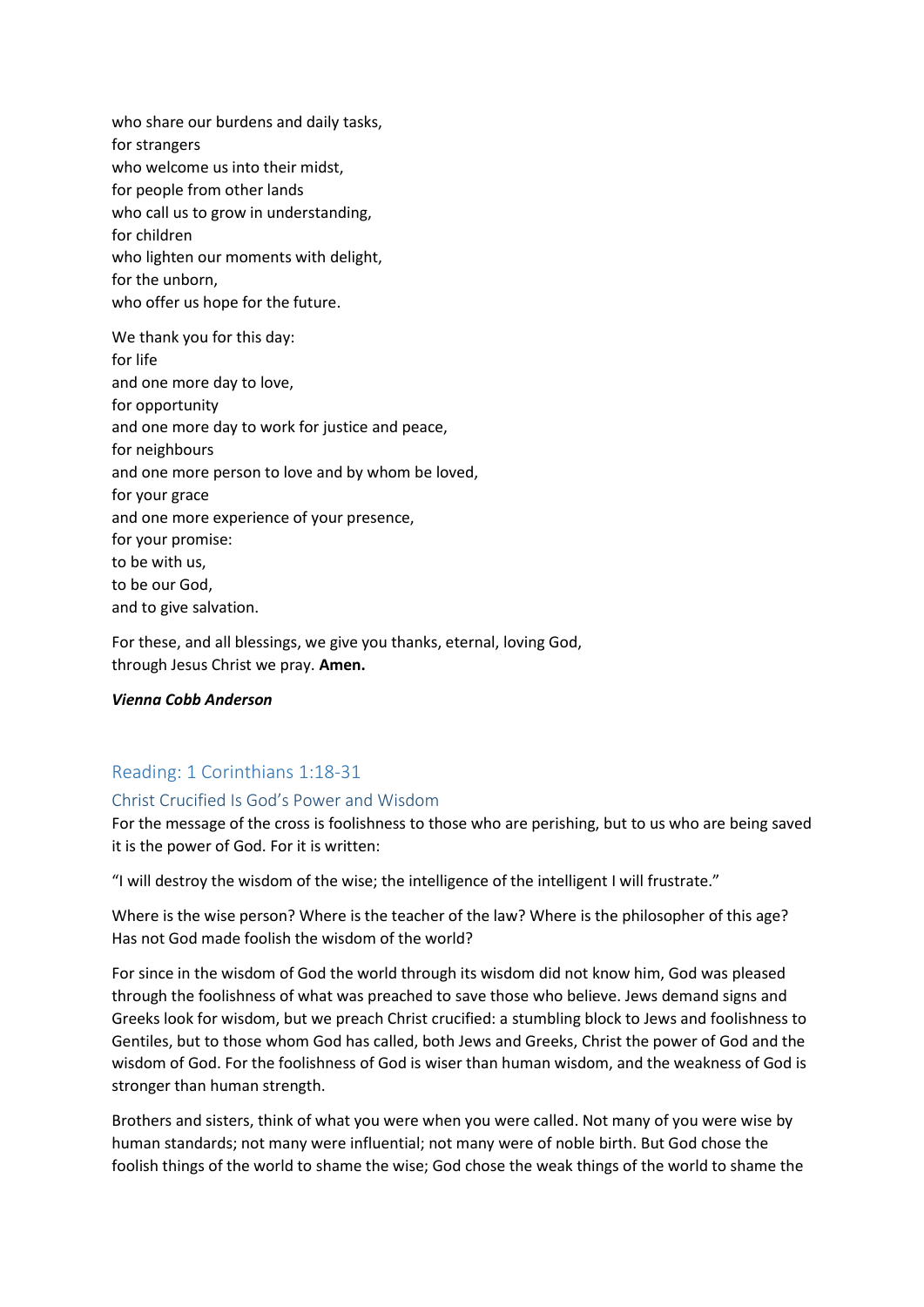who share our burdens and daily tasks,  
for strangers  
who welcome us into their midst,  
for people from other lands  
who call us to grow in understanding,  
for children  
who lighten our moments with delight,  
for the unborn,  
who offer us hope for the future.

We thank you for this day:  
for life  
and one more day to love,  
for opportunity  
and one more day to work for justice and peace,  
for neighbours  
and one more person to love and by whom be loved,  
for your grace  
and one more experience of your presence,  
for your promise:  
to be with us,  
to be our God,  
and to give salvation.

For these, and all blessings, we give you thanks, eternal, loving God,  
through Jesus Christ we pray. **Amen.**

***Vienna Cobb Anderson***

## Reading: 1 Corinthians 1:18-31

### Christ Crucified Is God's Power and Wisdom

For the message of the cross is foolishness to those who are perishing, but to us who are being saved it is the power of God. For it is written:

"I will destroy the wisdom of the wise; the intelligence of the intelligent I will frustrate."

Where is the wise person? Where is the teacher of the law? Where is the philosopher of this age? Has not God made foolish the wisdom of the world?

For since in the wisdom of God the world through its wisdom did not know him, God was pleased through the foolishness of what was preached to save those who believe. Jews demand signs and Greeks look for wisdom, but we preach Christ crucified: a stumbling block to Jews and foolishness to Gentiles, but to those whom God has called, both Jews and Greeks, Christ the power of God and the wisdom of God. For the foolishness of God is wiser than human wisdom, and the weakness of God is stronger than human strength.

Brothers and sisters, think of what you were when you were called. Not many of you were wise by human standards; not many were influential; not many were of noble birth. But God chose the foolish things of the world to shame the wise; God chose the weak things of the world to shame the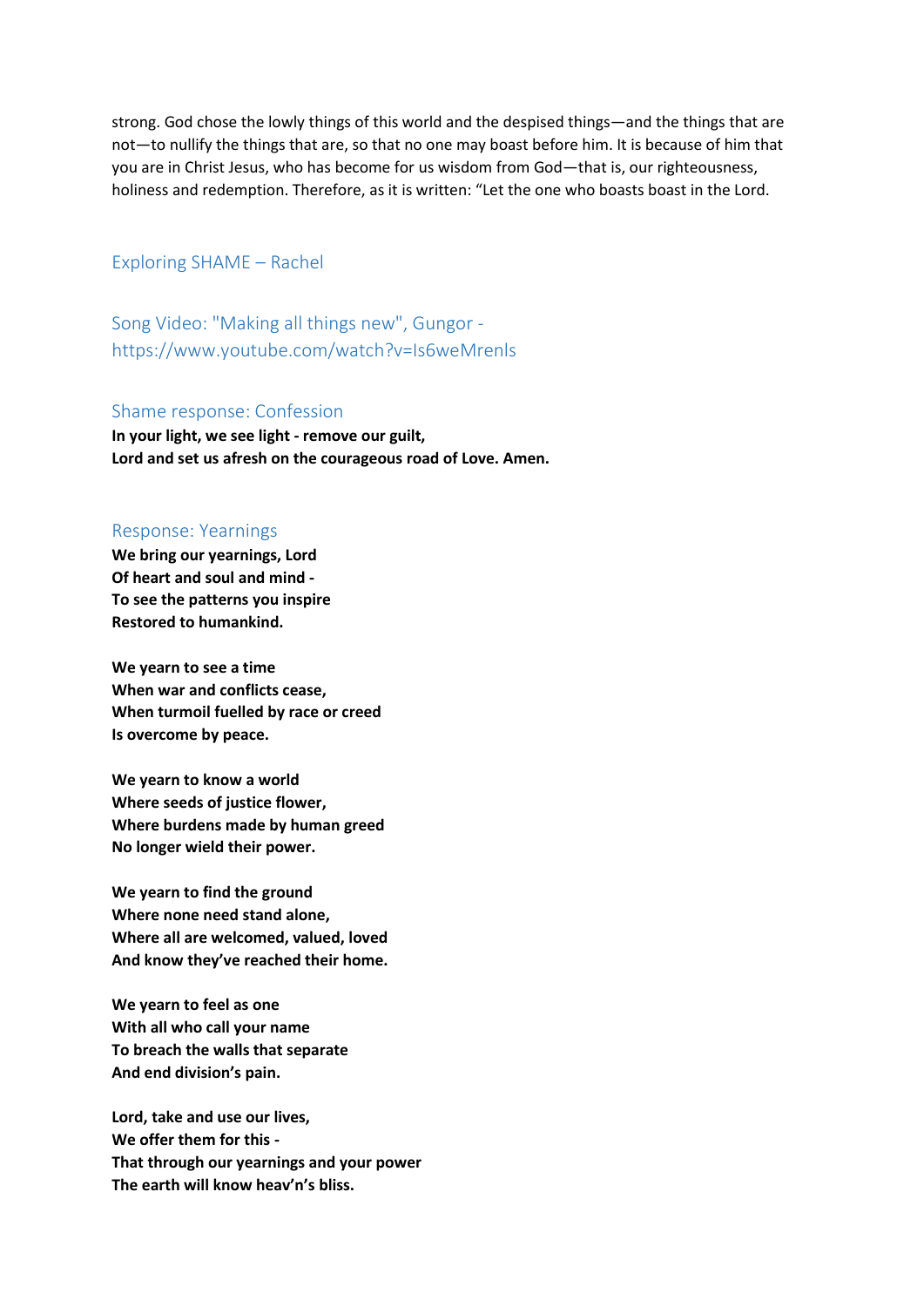strong. God chose the lowly things of this world and the despised things—and the things that are not—to nullify the things that are, so that no one may boast before him. It is because of him that you are in Christ Jesus, who has become for us wisdom from God—that is, our righteousness, holiness and redemption. Therefore, as it is written: "Let the one who boasts boast in the Lord.

## Exploring SHAME – Rachel

## Song Video: "Making all things new", Gungor - https://www.youtube.com/watch?v=Is6weMrenls

## Shame response: Confession

**In your light, we see light - remove our guilt,**
**Lord and set us afresh on the courageous road of Love. Amen.**

## Response: Yearnings

**We bring our yearnings, Lord**
**Of heart and soul and mind -**
**To see the patterns you inspire**
**Restored to humankind.**

**We yearn to see a time**
**When war and conflicts cease,**
**When turmoil fuelled by race or creed**
**Is overcome by peace.**

**We yearn to know a world**
**Where seeds of justice flower,**
**Where burdens made by human greed**
**No longer wield their power.**

**We yearn to find the ground**
**Where none need stand alone,**
**Where all are welcomed, valued, loved**
**And know they've reached their home.**

**We yearn to feel as one**
**With all who call your name**
**To breach the walls that separate**
**And end division's pain.**

**Lord, take and use our lives,**
**We offer them for this -**
**That through our yearnings and your power**
**The earth will know heav'n's bliss.**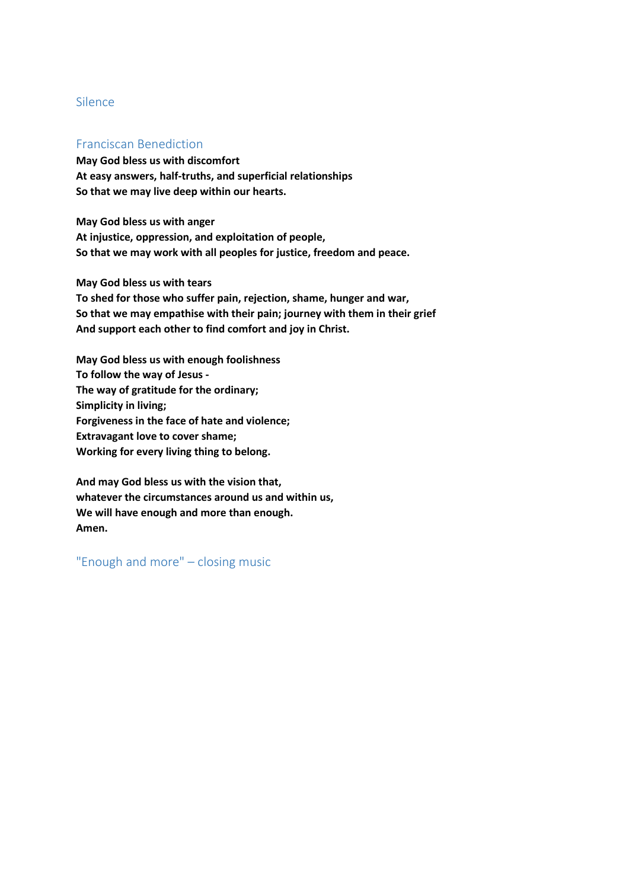## Silence

## Franciscan Benediction

**May God bless us with discomfort**
**At easy answers, half-truths, and superficial relationships**
**So that we may live deep within our hearts.**

**May God bless us with anger**
**At injustice, oppression, and exploitation of people,**
**So that we may work with all peoples for justice, freedom and peace.**

**May God bless us with tears**
**To shed for those who suffer pain, rejection, shame, hunger and war,**
**So that we may empathise with their pain; journey with them in their grief**
**And support each other to find comfort and joy in Christ.**

**May God bless us with enough foolishness**
**To follow the way of Jesus -**
**The way of gratitude for the ordinary;**
**Simplicity in living;**
**Forgiveness in the face of hate and violence;**
**Extravagant love to cover shame;**
**Working for every living thing to belong.**

**And may God bless us with the vision that,**
**whatever the circumstances around us and within us,**
**We will have enough and more than enough.**
**Amen.**

## "Enough and more" – closing music